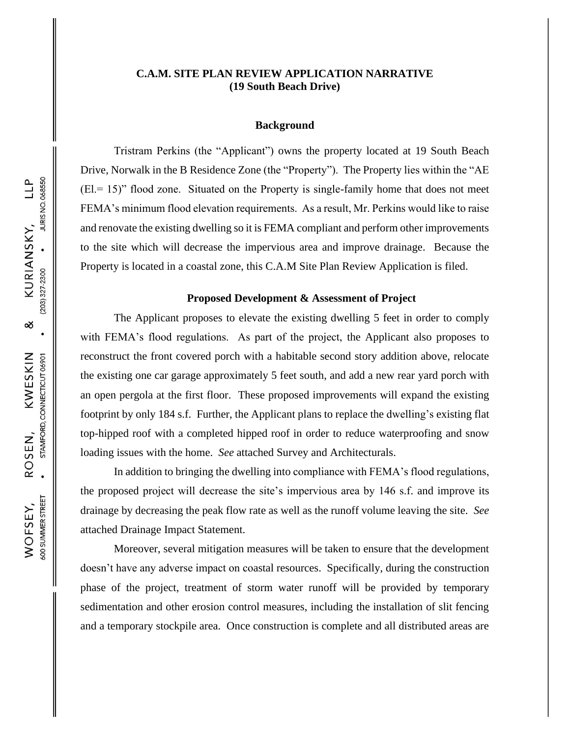**C.A.M. SITE PLAN REVIEW APPLICATION NARRATIVE**
**(19 South Beach Drive)**

**Background**

Tristram Perkins (the "Applicant") owns the property located at 19 South Beach Drive, Norwalk in the B Residence Zone (the "Property"). The Property lies within the "AE (El.= 15)" flood zone. Situated on the Property is single-family home that does not meet FEMA's minimum flood elevation requirements. As a result, Mr. Perkins would like to raise and renovate the existing dwelling so it is FEMA compliant and perform other improvements to the site which will decrease the impervious area and improve drainage. Because the Property is located in a coastal zone, this C.A.M Site Plan Review Application is filed.

**Proposed Development & Assessment of Project**

The Applicant proposes to elevate the existing dwelling 5 feet in order to comply with FEMA's flood regulations. As part of the project, the Applicant also proposes to reconstruct the front covered porch with a habitable second story addition above, relocate the existing one car garage approximately 5 feet south, and add a new rear yard porch with an open pergola at the first floor. These proposed improvements will expand the existing footprint by only 184 s.f. Further, the Applicant plans to replace the dwelling's existing flat top-hipped roof with a completed hipped roof in order to reduce waterproofing and snow loading issues with the home. *See* attached Survey and Architecturals.

In addition to bringing the dwelling into compliance with FEMA's flood regulations, the proposed project will decrease the site's impervious area by 146 s.f. and improve its drainage by decreasing the peak flow rate as well as the runoff volume leaving the site. *See* attached Drainage Impact Statement.

Moreover, several mitigation measures will be taken to ensure that the development doesn't have any adverse impact on coastal resources. Specifically, during the construction phase of the project, treatment of storm water runoff will be provided by temporary sedimentation and other erosion control measures, including the installation of slit fencing and a temporary stockpile area. Once construction is complete and all distributed areas are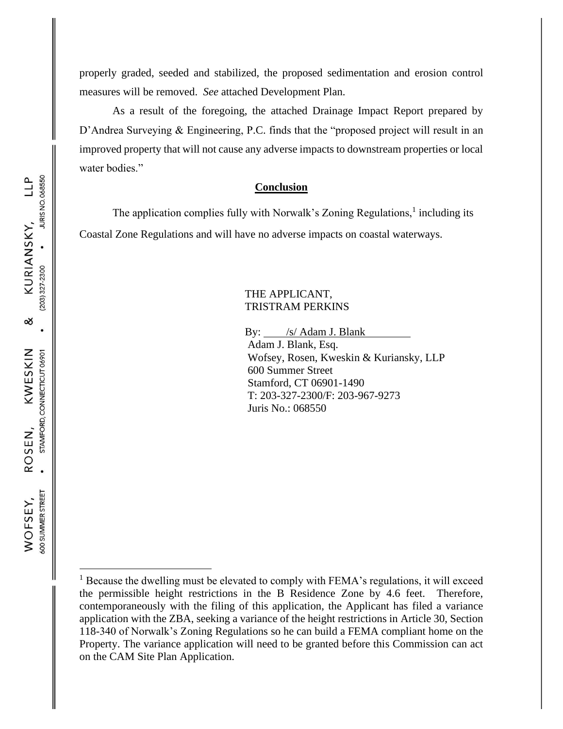properly graded, seeded and stabilized, the proposed sedimentation and erosion control measures will be removed. *See* attached Development Plan.

As a result of the foregoing, the attached Drainage Impact Report prepared by D'Andrea Surveying & Engineering, P.C. finds that the "proposed project will result in an improved property that will not cause any adverse impacts to downstream properties or local water bodies."

## Conclusion

The application complies fully with Norwalk's Zoning Regulations,[1] including its Coastal Zone Regulations and will have no adverse impacts on coastal waterways.

THE APPLICANT,
TRISTRAM PERKINS

By: /s/ Adam J. Blank
Adam J. Blank, Esq.
Wofsey, Rosen, Kweskin & Kuriansky, LLP
600 Summer Street
Stamford, CT 06901-1490
T: 203-327-2300/F: 203-967-9273
Juris No.: 068550

---

[1] Because the dwelling must be elevated to comply with FEMA's regulations, it will exceed the permissible height restrictions in the B Residence Zone by 4.6 feet. Therefore, contemporaneously with the filing of this application, the Applicant has filed a variance application with the ZBA, seeking a variance of the height restrictions in Article 30, Section 118-340 of Norwalk's Zoning Regulations so he can build a FEMA compliant home on the Property. The variance application will need to be granted before this Commission can act on the CAM Site Plan Application.